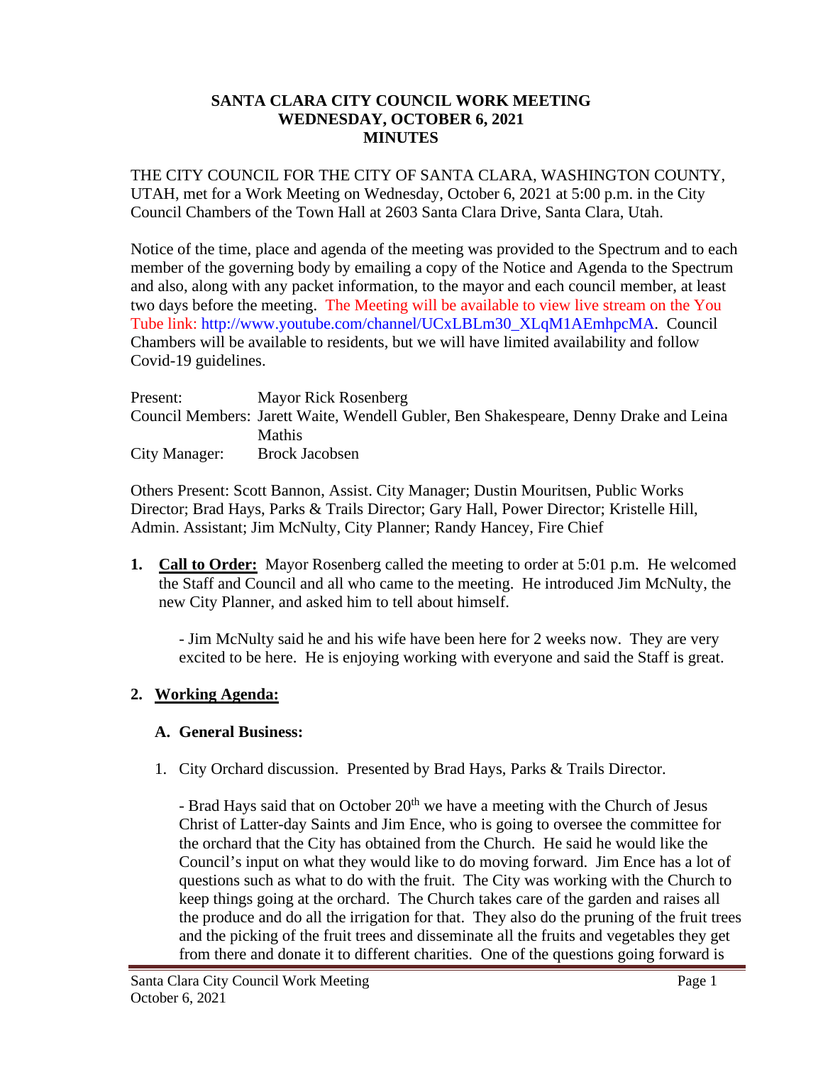# SANTA CLARA CITY COUNCIL WORK MEETING
## WEDNESDAY, OCTOBER 6, 2021
## MINUTES

THE CITY COUNCIL FOR THE CITY OF SANTA CLARA, WASHINGTON COUNTY, UTAH, met for a Work Meeting on Wednesday, October 6, 2021 at 5:00 p.m. in the City Council Chambers of the Town Hall at 2603 Santa Clara Drive, Santa Clara, Utah.

Notice of the time, place and agenda of the meeting was provided to the Spectrum and to each member of the governing body by emailing a copy of the Notice and Agenda to the Spectrum and also, along with any packet information, to the mayor and each council member, at least two days before the meeting. The Meeting will be available to view live stream on the You Tube link: http://www.youtube.com/channel/UCxLBLm30_XLqM1AEmhpcMA. Council Chambers will be available to residents, but we will have limited availability and follow Covid-19 guidelines.

Present: Mayor Rick Rosenberg
Council Members: Jarett Waite, Wendell Gubler, Ben Shakespeare, Denny Drake and Leina Mathis
City Manager: Brock Jacobsen

Others Present: Scott Bannon, Assist. City Manager; Dustin Mouritsen, Public Works Director; Brad Hays, Parks & Trails Director; Gary Hall, Power Director; Kristelle Hill, Admin. Assistant; Jim McNulty, City Planner; Randy Hancey, Fire Chief

1. **Call to Order:** Mayor Rosenberg called the meeting to order at 5:01 p.m. He welcomed the Staff and Council and all who came to the meeting. He introduced Jim McNulty, the new City Planner, and asked him to tell about himself.

   - Jim McNulty said he and his wife have been here for 2 weeks now. They are very excited to be here. He is enjoying working with everyone and said the Staff is great.

2. **Working Agenda:**

   **A. General Business:**

   1. City Orchard discussion. Presented by Brad Hays, Parks & Trails Director.

      - Brad Hays said that on October 20th we have a meeting with the Church of Jesus Christ of Latter-day Saints and Jim Ence, who is going to oversee the committee for the orchard that the City has obtained from the Church. He said he would like the Council's input on what they would like to do moving forward. Jim Ence has a lot of questions such as what to do with the fruit. The City was working with the Church to keep things going at the orchard. The Church takes care of the garden and raises all the produce and do all the irrigation for that. They also do the pruning of the fruit trees and the picking of the fruit trees and disseminate all the fruits and vegetables they get from there and donate it to different charities. One of the questions going forward is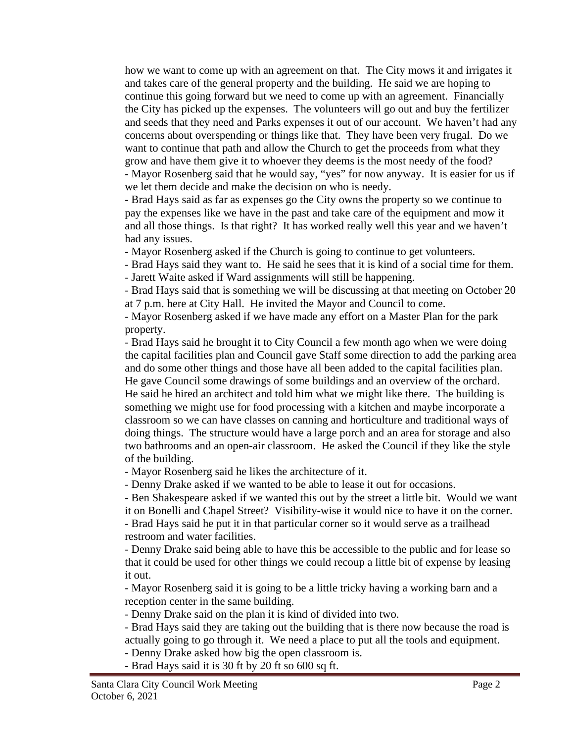how we want to come up with an agreement on that. The City mows it and irrigates it and takes care of the general property and the building. He said we are hoping to continue this going forward but we need to come up with an agreement. Financially the City has picked up the expenses. The volunteers will go out and buy the fertilizer and seeds that they need and Parks expenses it out of our account. We haven't had any concerns about overspending or things like that. They have been very frugal. Do we want to continue that path and allow the Church to get the proceeds from what they grow and have them give it to whoever they deems is the most needy of the food?

- Mayor Rosenberg said that he would say, "yes" for now anyway. It is easier for us if we let them decide and make the decision on who is needy.
- Brad Hays said as far as expenses go the City owns the property so we continue to pay the expenses like we have in the past and take care of the equipment and mow it and all those things. Is that right? It has worked really well this year and we haven't had any issues.
- Mayor Rosenberg asked if the Church is going to continue to get volunteers.
- Brad Hays said they want to. He said he sees that it is kind of a social time for them.
- Jarett Waite asked if Ward assignments will still be happening.
- Brad Hays said that is something we will be discussing at that meeting on October 20 at 7 p.m. here at City Hall. He invited the Mayor and Council to come.
- Mayor Rosenberg asked if we have made any effort on a Master Plan for the park property.
- Brad Hays said he brought it to City Council a few month ago when we were doing the capital facilities plan and Council gave Staff some direction to add the parking area and do some other things and those have all been added to the capital facilities plan. He gave Council some drawings of some buildings and an overview of the orchard. He said he hired an architect and told him what we might like there. The building is something we might use for food processing with a kitchen and maybe incorporate a classroom so we can have classes on canning and horticulture and traditional ways of doing things. The structure would have a large porch and an area for storage and also two bathrooms and an open-air classroom. He asked the Council if they like the style of the building.
- Mayor Rosenberg said he likes the architecture of it.
- Denny Drake asked if we wanted to be able to lease it out for occasions.
- Ben Shakespeare asked if we wanted this out by the street a little bit. Would we want it on Bonelli and Chapel Street? Visibility-wise it would nice to have it on the corner.
- Brad Hays said he put it in that particular corner so it would serve as a trailhead restroom and water facilities.
- Denny Drake said being able to have this be accessible to the public and for lease so that it could be used for other things we could recoup a little bit of expense by leasing it out.
- Mayor Rosenberg said it is going to be a little tricky having a working barn and a reception center in the same building.
- Denny Drake said on the plan it is kind of divided into two.
- Brad Hays said they are taking out the building that is there now because the road is actually going to go through it. We need a place to put all the tools and equipment.
- Denny Drake asked how big the open classroom is.
- Brad Hays said it is 30 ft by 20 ft so 600 sq ft.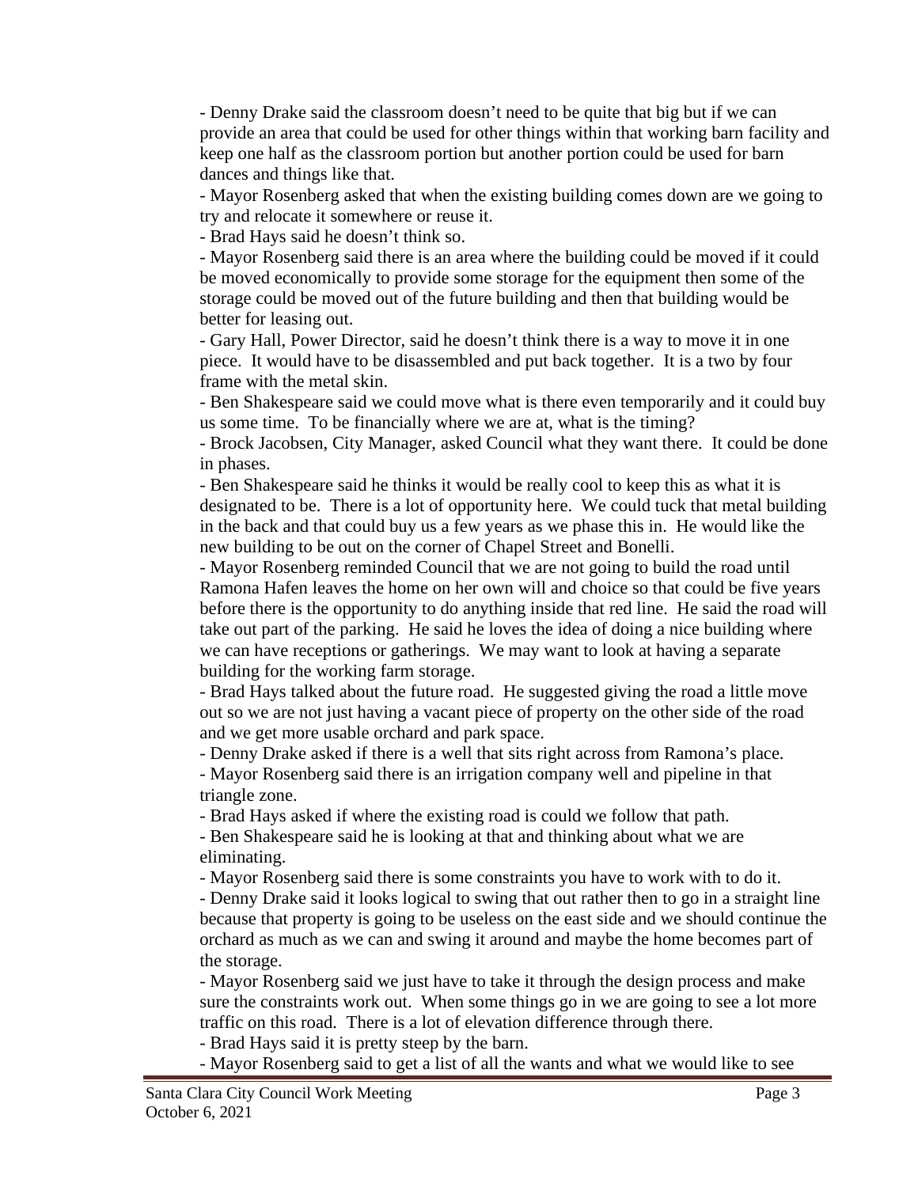- Denny Drake said the classroom doesn't need to be quite that big but if we can provide an area that could be used for other things within that working barn facility and keep one half as the classroom portion but another portion could be used for barn dances and things like that.

- Mayor Rosenberg asked that when the existing building comes down are we going to try and relocate it somewhere or reuse it.

- Brad Hays said he doesn't think so.

- Mayor Rosenberg said there is an area where the building could be moved if it could be moved economically to provide some storage for the equipment then some of the storage could be moved out of the future building and then that building would be better for leasing out.

- Gary Hall, Power Director, said he doesn't think there is a way to move it in one piece. It would have to be disassembled and put back together. It is a two by four frame with the metal skin.

- Ben Shakespeare said we could move what is there even temporarily and it could buy us some time. To be financially where we are at, what is the timing?

- Brock Jacobsen, City Manager, asked Council what they want there. It could be done in phases.

- Ben Shakespeare said he thinks it would be really cool to keep this as what it is designated to be. There is a lot of opportunity here. We could tuck that metal building in the back and that could buy us a few years as we phase this in. He would like the new building to be out on the corner of Chapel Street and Bonelli.

- Mayor Rosenberg reminded Council that we are not going to build the road until Ramona Hafen leaves the home on her own will and choice so that could be five years before there is the opportunity to do anything inside that red line. He said the road will take out part of the parking. He said he loves the idea of doing a nice building where we can have receptions or gatherings. We may want to look at having a separate building for the working farm storage.

- Brad Hays talked about the future road. He suggested giving the road a little move out so we are not just having a vacant piece of property on the other side of the road and we get more usable orchard and park space.

- Denny Drake asked if there is a well that sits right across from Ramona's place.

- Mayor Rosenberg said there is an irrigation company well and pipeline in that triangle zone.

- Brad Hays asked if where the existing road is could we follow that path.

- Ben Shakespeare said he is looking at that and thinking about what we are eliminating.

- Mayor Rosenberg said there is some constraints you have to work with to do it.

- Denny Drake said it looks logical to swing that out rather then to go in a straight line because that property is going to be useless on the east side and we should continue the orchard as much as we can and swing it around and maybe the home becomes part of the storage.

- Mayor Rosenberg said we just have to take it through the design process and make sure the constraints work out. When some things go in we are going to see a lot more traffic on this road. There is a lot of elevation difference through there.

- Brad Hays said it is pretty steep by the barn.

- Mayor Rosenberg said to get a list of all the wants and what we would like to see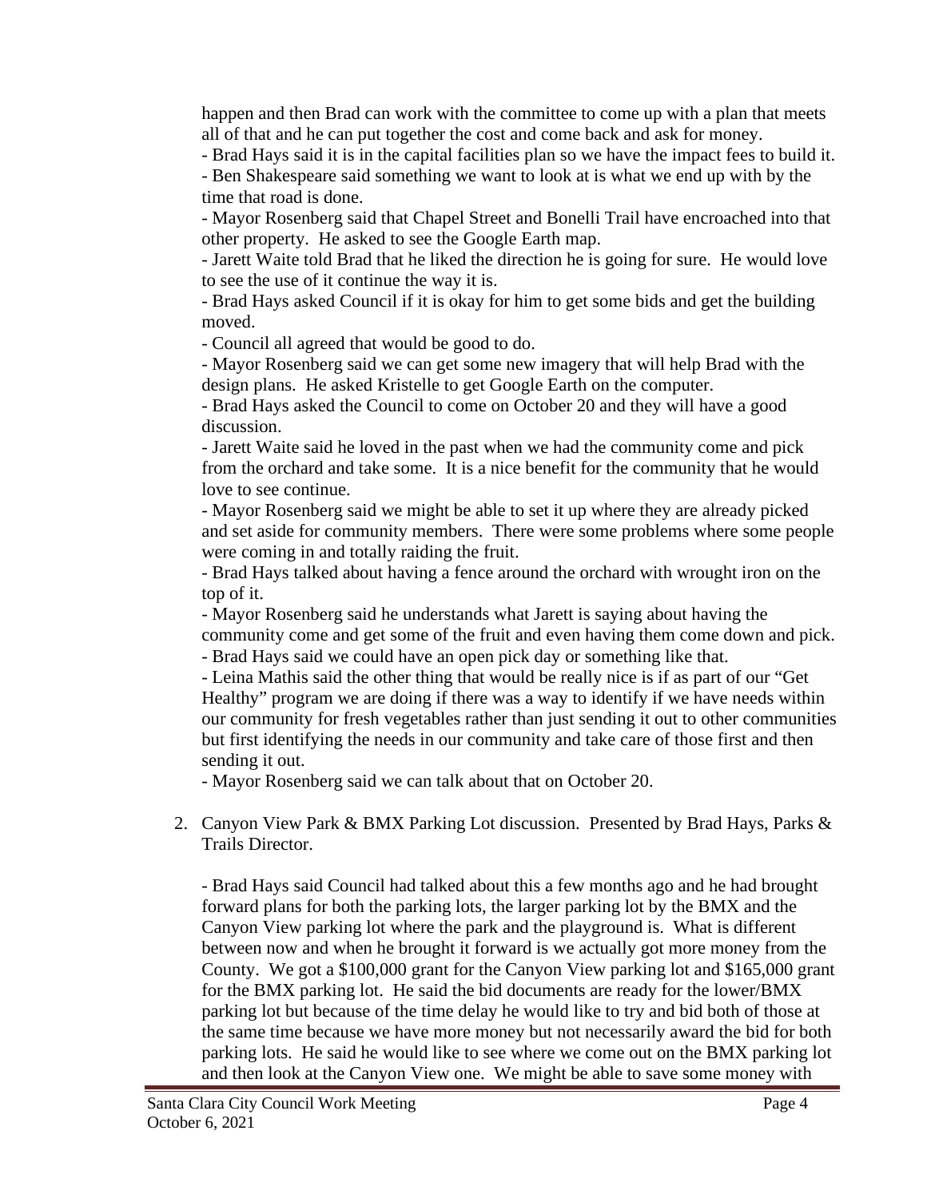happen and then Brad can work with the committee to come up with a plan that meets all of that and he can put together the cost and come back and ask for money.

- Brad Hays said it is in the capital facilities plan so we have the impact fees to build it.
- Ben Shakespeare said something we want to look at is what we end up with by the time that road is done.
- Mayor Rosenberg said that Chapel Street and Bonelli Trail have encroached into that other property. He asked to see the Google Earth map.
- Jarett Waite told Brad that he liked the direction he is going for sure. He would love to see the use of it continue the way it is.
- Brad Hays asked Council if it is okay for him to get some bids and get the building moved.
- Council all agreed that would be good to do.
- Mayor Rosenberg said we can get some new imagery that will help Brad with the design plans. He asked Kristelle to get Google Earth on the computer.
- Brad Hays asked the Council to come on October 20 and they will have a good discussion.
- Jarett Waite said he loved in the past when we had the community come and pick from the orchard and take some. It is a nice benefit for the community that he would love to see continue.
- Mayor Rosenberg said we might be able to set it up where they are already picked and set aside for community members. There were some problems where some people were coming in and totally raiding the fruit.
- Brad Hays talked about having a fence around the orchard with wrought iron on the top of it.
- Mayor Rosenberg said he understands what Jarett is saying about having the community come and get some of the fruit and even having them come down and pick.
- Brad Hays said we could have an open pick day or something like that.
- Leina Mathis said the other thing that would be really nice is if as part of our "Get Healthy" program we are doing if there was a way to identify if we have needs within our community for fresh vegetables rather than just sending it out to other communities but first identifying the needs in our community and take care of those first and then sending it out.
- Mayor Rosenberg said we can talk about that on October 20.

2. Canyon View Park & BMX Parking Lot discussion. Presented by Brad Hays, Parks & Trails Director.

   - Brad Hays said Council had talked about this a few months ago and he had brought forward plans for both the parking lots, the larger parking lot by the BMX and the Canyon View parking lot where the park and the playground is. What is different between now and when he brought it forward is we actually got more money from the County. We got a $100,000 grant for the Canyon View parking lot and $165,000 grant for the BMX parking lot. He said the bid documents are ready for the lower/BMX parking lot but because of the time delay he would like to try and bid both of those at the same time because we have more money but not necessarily award the bid for both parking lots. He said he would like to see where we come out on the BMX parking lot and then look at the Canyon View one. We might be able to save some money with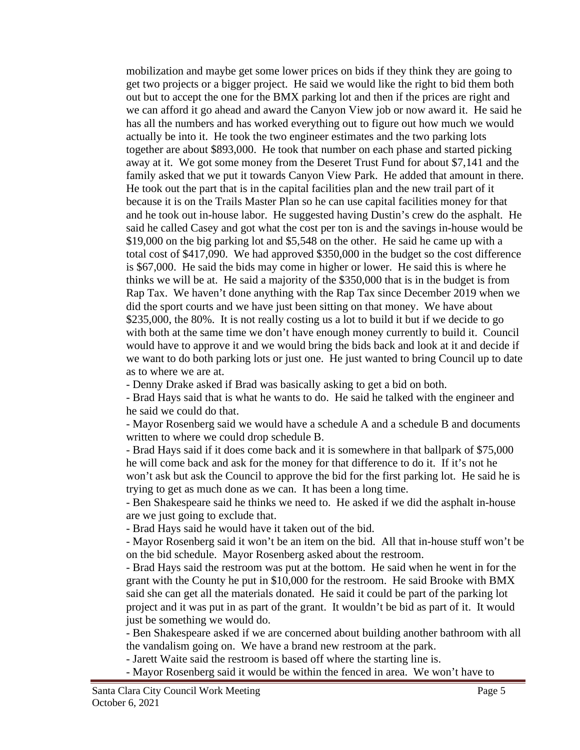mobilization and maybe get some lower prices on bids if they think they are going to get two projects or a bigger project. He said we would like the right to bid them both out but to accept the one for the BMX parking lot and then if the prices are right and we can afford it go ahead and award the Canyon View job or now award it. He said he has all the numbers and has worked everything out to figure out how much we would actually be into it. He took the two engineer estimates and the two parking lots together are about $893,000. He took that number on each phase and started picking away at it. We got some money from the Deseret Trust Fund for about $7,141 and the family asked that we put it towards Canyon View Park. He added that amount in there. He took out the part that is in the capital facilities plan and the new trail part of it because it is on the Trails Master Plan so he can use capital facilities money for that and he took out in-house labor. He suggested having Dustin's crew do the asphalt. He said he called Casey and got what the cost per ton is and the savings in-house would be $19,000 on the big parking lot and $5,548 on the other. He said he came up with a total cost of $417,090. We had approved $350,000 in the budget so the cost difference is $67,000. He said the bids may come in higher or lower. He said this is where he thinks we will be at. He said a majority of the $350,000 that is in the budget is from Rap Tax. We haven't done anything with the Rap Tax since December 2019 when we did the sport courts and we have just been sitting on that money. We have about $235,000, the 80%. It is not really costing us a lot to build it but if we decide to go with both at the same time we don't have enough money currently to build it. Council would have to approve it and we would bring the bids back and look at it and decide if we want to do both parking lots or just one. He just wanted to bring Council up to date as to where we are at.

- Denny Drake asked if Brad was basically asking to get a bid on both.
- Brad Hays said that is what he wants to do. He said he talked with the engineer and he said we could do that.
- Mayor Rosenberg said we would have a schedule A and a schedule B and documents written to where we could drop schedule B.
- Brad Hays said if it does come back and it is somewhere in that ballpark of $75,000 he will come back and ask for the money for that difference to do it. If it's not he won't ask but ask the Council to approve the bid for the first parking lot. He said he is trying to get as much done as we can. It has been a long time.
- Ben Shakespeare said he thinks we need to. He asked if we did the asphalt in-house are we just going to exclude that.
- Brad Hays said he would have it taken out of the bid.
- Mayor Rosenberg said it won't be an item on the bid. All that in-house stuff won't be on the bid schedule. Mayor Rosenberg asked about the restroom.
- Brad Hays said the restroom was put at the bottom. He said when he went in for the grant with the County he put in $10,000 for the restroom. He said Brooke with BMX said she can get all the materials donated. He said it could be part of the parking lot project and it was put in as part of the grant. It wouldn't be bid as part of it. It would just be something we would do.
- Ben Shakespeare asked if we are concerned about building another bathroom with all the vandalism going on. We have a brand new restroom at the park.
- Jarett Waite said the restroom is based off where the starting line is.
- Mayor Rosenberg said it would be within the fenced in area. We won't have to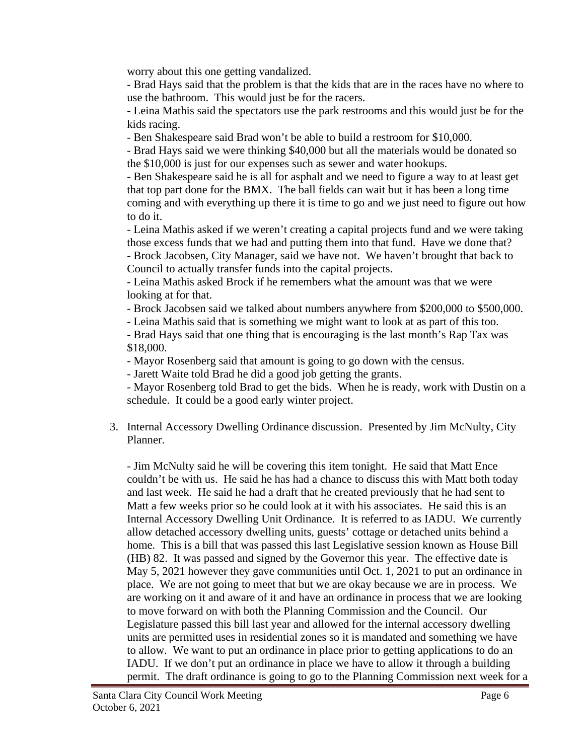worry about this one getting vandalized.

- Brad Hays said that the problem is that the kids that are in the races have no where to use the bathroom. This would just be for the racers.
- Leina Mathis said the spectators use the park restrooms and this would just be for the kids racing.
- Ben Shakespeare said Brad won't be able to build a restroom for $10,000.
- Brad Hays said we were thinking $40,000 but all the materials would be donated so the $10,000 is just for our expenses such as sewer and water hookups.
- Ben Shakespeare said he is all for asphalt and we need to figure a way to at least get that top part done for the BMX. The ball fields can wait but it has been a long time coming and with everything up there it is time to go and we just need to figure out how to do it.
- Leina Mathis asked if we weren't creating a capital projects fund and we were taking those excess funds that we had and putting them into that fund. Have we done that?
- Brock Jacobsen, City Manager, said we have not. We haven't brought that back to Council to actually transfer funds into the capital projects.
- Leina Mathis asked Brock if he remembers what the amount was that we were looking at for that.
- Brock Jacobsen said we talked about numbers anywhere from $200,000 to $500,000.
- Leina Mathis said that is something we might want to look at as part of this too.
- Brad Hays said that one thing that is encouraging is the last month's Rap Tax was $18,000.
- Mayor Rosenberg said that amount is going to go down with the census.
- Jarett Waite told Brad he did a good job getting the grants.
- Mayor Rosenberg told Brad to get the bids. When he is ready, work with Dustin on a schedule. It could be a good early winter project.

3. Internal Accessory Dwelling Ordinance discussion. Presented by Jim McNulty, City Planner.

   - Jim McNulty said he will be covering this item tonight. He said that Matt Ence couldn't be with us. He said he has had a chance to discuss this with Matt both today and last week. He said he had a draft that he created previously that he had sent to Matt a few weeks prior so he could look at it with his associates. He said this is an Internal Accessory Dwelling Unit Ordinance. It is referred to as IADU. We currently allow detached accessory dwelling units, guests' cottage or detached units behind a home. This is a bill that was passed this last Legislative session known as House Bill (HB) 82. It was passed and signed by the Governor this year. The effective date is May 5, 2021 however they gave communities until Oct. 1, 2021 to put an ordinance in place. We are not going to meet that but we are okay because we are in process. We are working on it and aware of it and have an ordinance in process that we are looking to move forward on with both the Planning Commission and the Council. Our Legislature passed this bill last year and allowed for the internal accessory dwelling units are permitted uses in residential zones so it is mandated and something we have to allow. We want to put an ordinance in place prior to getting applications to do an IADU. If we don't put an ordinance in place we have to allow it through a building permit. The draft ordinance is going to go to the Planning Commission next week for a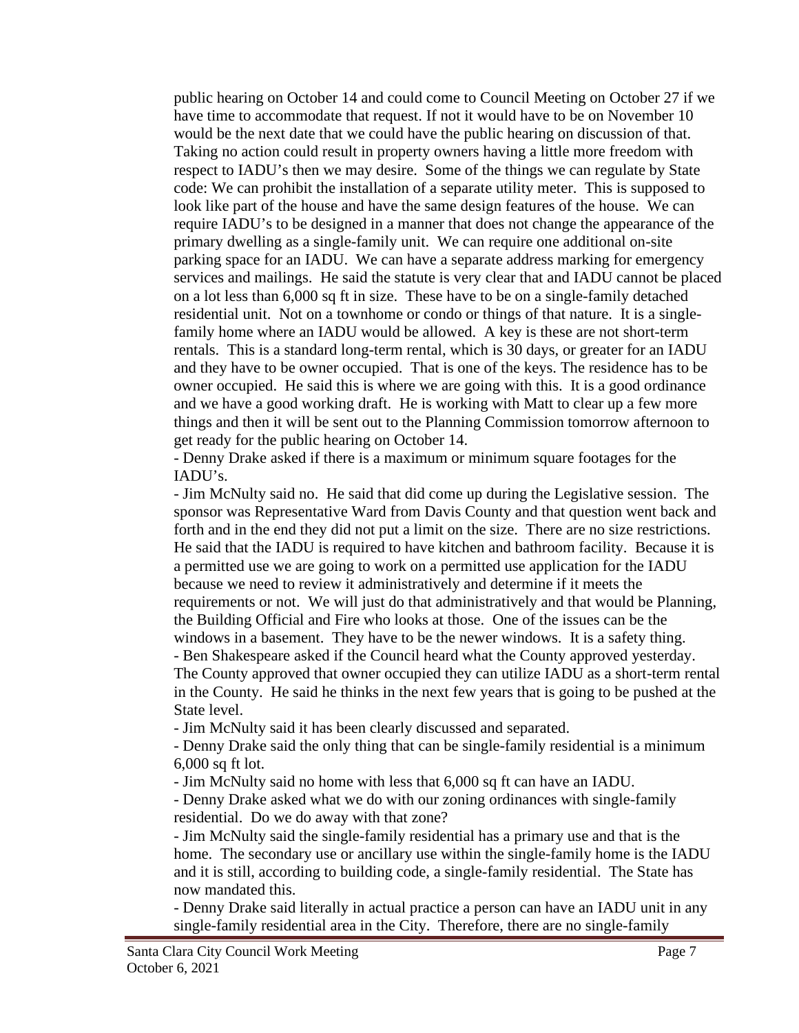public hearing on October 14 and could come to Council Meeting on October 27 if we have time to accommodate that request. If not it would have to be on November 10 would be the next date that we could have the public hearing on discussion of that. Taking no action could result in property owners having a little more freedom with respect to IADU's then we may desire. Some of the things we can regulate by State code: We can prohibit the installation of a separate utility meter. This is supposed to look like part of the house and have the same design features of the house. We can require IADU's to be designed in a manner that does not change the appearance of the primary dwelling as a single-family unit. We can require one additional on-site parking space for an IADU. We can have a separate address marking for emergency services and mailings. He said the statute is very clear that and IADU cannot be placed on a lot less than 6,000 sq ft in size. These have to be on a single-family detached residential unit. Not on a townhome or condo or things of that nature. It is a single-family home where an IADU would be allowed. A key is these are not short-term rentals. This is a standard long-term rental, which is 30 days, or greater for an IADU and they have to be owner occupied. That is one of the keys. The residence has to be owner occupied. He said this is where we are going with this. It is a good ordinance and we have a good working draft. He is working with Matt to clear up a few more things and then it will be sent out to the Planning Commission tomorrow afternoon to get ready for the public hearing on October 14.

- Denny Drake asked if there is a maximum or minimum square footages for the IADU's.
- Jim McNulty said no. He said that did come up during the Legislative session. The sponsor was Representative Ward from Davis County and that question went back and forth and in the end they did not put a limit on the size. There are no size restrictions. He said that the IADU is required to have kitchen and bathroom facility. Because it is a permitted use we are going to work on a permitted use application for the IADU because we need to review it administratively and determine if it meets the requirements or not. We will just do that administratively and that would be Planning, the Building Official and Fire who looks at those. One of the issues can be the windows in a basement. They have to be the newer windows. It is a safety thing.
- Ben Shakespeare asked if the Council heard what the County approved yesterday. The County approved that owner occupied they can utilize IADU as a short-term rental in the County. He said he thinks in the next few years that is going to be pushed at the State level.
- Jim McNulty said it has been clearly discussed and separated.
- Denny Drake said the only thing that can be single-family residential is a minimum 6,000 sq ft lot.
- Jim McNulty said no home with less that 6,000 sq ft can have an IADU.
- Denny Drake asked what we do with our zoning ordinances with single-family residential. Do we do away with that zone?
- Jim McNulty said the single-family residential has a primary use and that is the home. The secondary use or ancillary use within the single-family home is the IADU and it is still, according to building code, a single-family residential. The State has now mandated this.
- Denny Drake said literally in actual practice a person can have an IADU unit in any single-family residential area in the City. Therefore, there are no single-family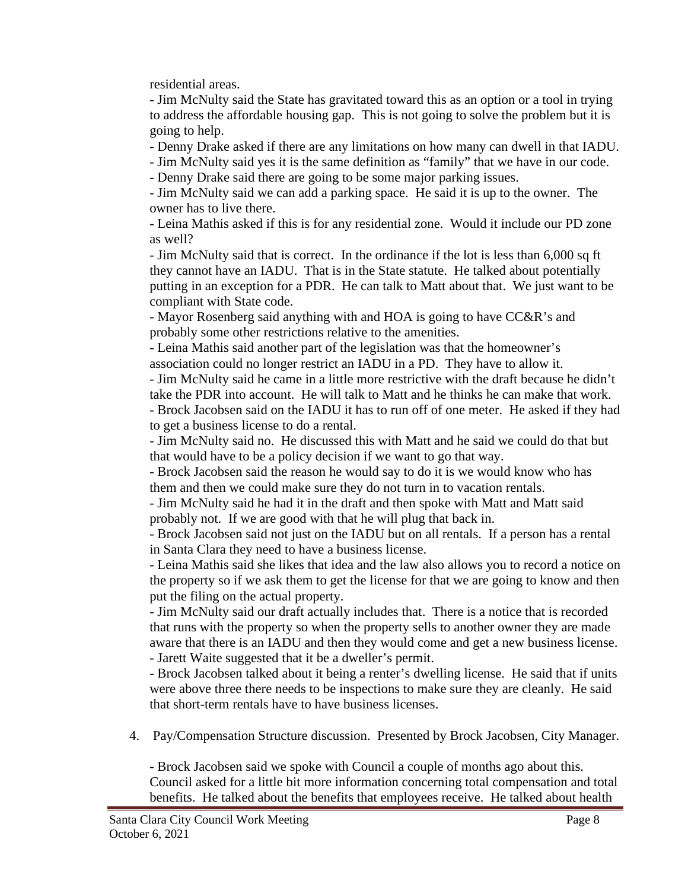residential areas.

- Jim McNulty said the State has gravitated toward this as an option or a tool in trying to address the affordable housing gap. This is not going to solve the problem but it is going to help.
- Denny Drake asked if there are any limitations on how many can dwell in that IADU.
- Jim McNulty said yes it is the same definition as "family" that we have in our code.
- Denny Drake said there are going to be some major parking issues.
- Jim McNulty said we can add a parking space. He said it is up to the owner. The owner has to live there.
- Leina Mathis asked if this is for any residential zone. Would it include our PD zone as well?
- Jim McNulty said that is correct. In the ordinance if the lot is less than 6,000 sq ft they cannot have an IADU. That is in the State statute. He talked about potentially putting in an exception for a PDR. He can talk to Matt about that. We just want to be compliant with State code.
- Mayor Rosenberg said anything with and HOA is going to have CC&R's and probably some other restrictions relative to the amenities.
- Leina Mathis said another part of the legislation was that the homeowner's association could no longer restrict an IADU in a PD. They have to allow it.
- Jim McNulty said he came in a little more restrictive with the draft because he didn't take the PDR into account. He will talk to Matt and he thinks he can make that work.
- Brock Jacobsen said on the IADU it has to run off of one meter. He asked if they had to get a business license to do a rental.
- Jim McNulty said no. He discussed this with Matt and he said we could do that but that would have to be a policy decision if we want to go that way.
- Brock Jacobsen said the reason he would say to do it is we would know who has them and then we could make sure they do not turn in to vacation rentals.
- Jim McNulty said he had it in the draft and then spoke with Matt and Matt said probably not. If we are good with that he will plug that back in.
- Brock Jacobsen said not just on the IADU but on all rentals. If a person has a rental in Santa Clara they need to have a business license.
- Leina Mathis said she likes that idea and the law also allows you to record a notice on the property so if we ask them to get the license for that we are going to know and then put the filing on the actual property.
- Jim McNulty said our draft actually includes that. There is a notice that is recorded that runs with the property so when the property sells to another owner they are made aware that there is an IADU and then they would come and get a new business license.
- Jarett Waite suggested that it be a dweller's permit.
- Brock Jacobsen talked about it being a renter's dwelling license. He said that if units were above three there needs to be inspections to make sure they are cleanly. He said that short-term rentals have to have business licenses.

4. Pay/Compensation Structure discussion. Presented by Brock Jacobsen, City Manager.

- Brock Jacobsen said we spoke with Council a couple of months ago about this. Council asked for a little bit more information concerning total compensation and total benefits. He talked about the benefits that employees receive. He talked about health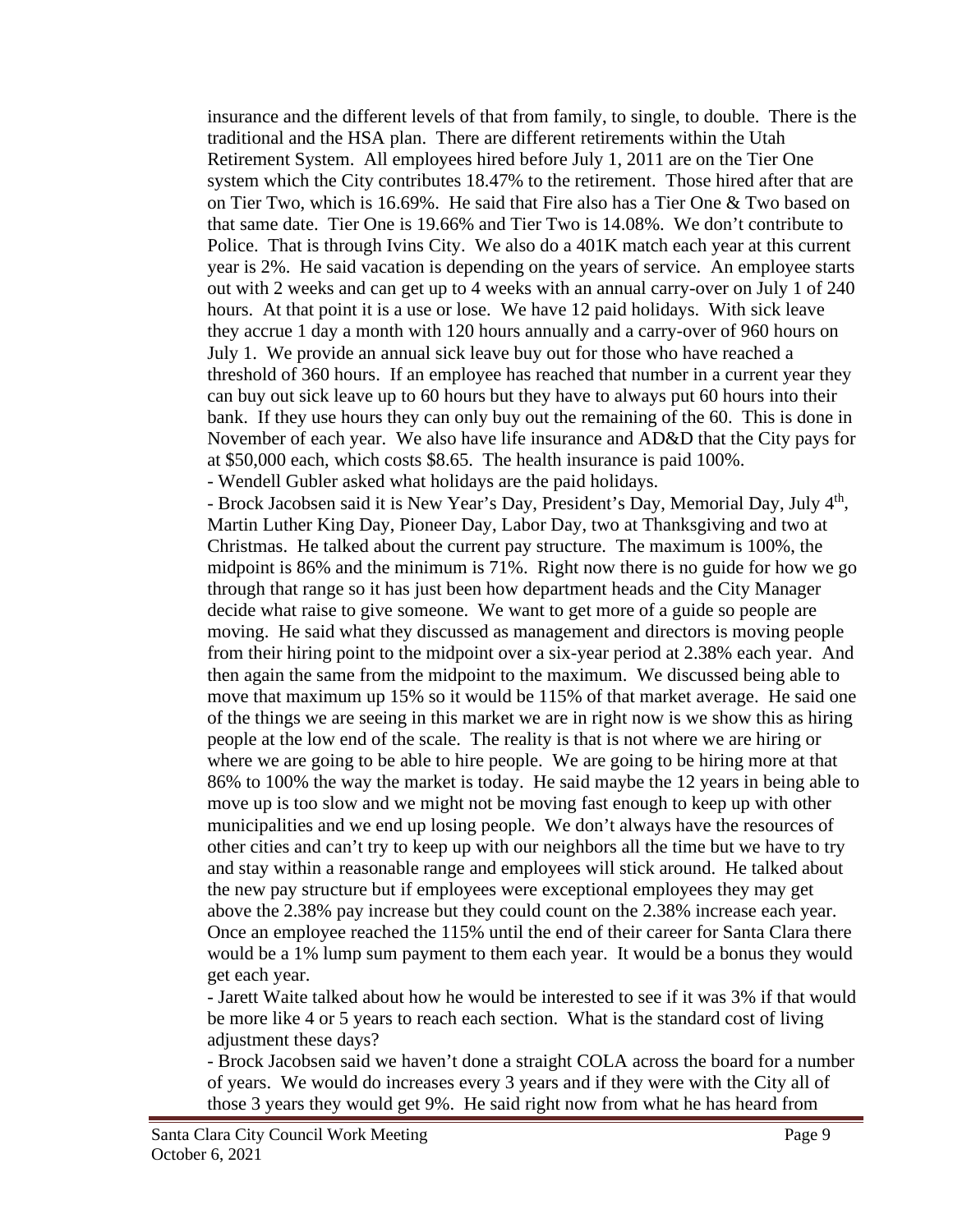insurance and the different levels of that from family, to single, to double. There is the traditional and the HSA plan. There are different retirements within the Utah Retirement System. All employees hired before July 1, 2011 are on the Tier One system which the City contributes 18.47% to the retirement. Those hired after that are on Tier Two, which is 16.69%. He said that Fire also has a Tier One & Two based on that same date. Tier One is 19.66% and Tier Two is 14.08%. We don't contribute to Police. That is through Ivins City. We also do a 401K match each year at this current year is 2%. He said vacation is depending on the years of service. An employee starts out with 2 weeks and can get up to 4 weeks with an annual carry-over on July 1 of 240 hours. At that point it is a use or lose. We have 12 paid holidays. With sick leave they accrue 1 day a month with 120 hours annually and a carry-over of 960 hours on July 1. We provide an annual sick leave buy out for those who have reached a threshold of 360 hours. If an employee has reached that number in a current year they can buy out sick leave up to 60 hours but they have to always put 60 hours into their bank. If they use hours they can only buy out the remaining of the 60. This is done in November of each year. We also have life insurance and AD&D that the City pays for at $50,000 each, which costs $8.65. The health insurance is paid 100%.

- Wendell Gubler asked what holidays are the paid holidays.
- Brock Jacobsen said it is New Year's Day, President's Day, Memorial Day, July 4th, Martin Luther King Day, Pioneer Day, Labor Day, two at Thanksgiving and two at Christmas. He talked about the current pay structure. The maximum is 100%, the midpoint is 86% and the minimum is 71%. Right now there is no guide for how we go through that range so it has just been how department heads and the City Manager decide what raise to give someone. We want to get more of a guide so people are moving. He said what they discussed as management and directors is moving people from their hiring point to the midpoint over a six-year period at 2.38% each year. And then again the same from the midpoint to the maximum. We discussed being able to move that maximum up 15% so it would be 115% of that market average. He said one of the things we are seeing in this market we are in right now is we show this as hiring people at the low end of the scale. The reality is that is not where we are hiring or where we are going to be able to hire people. We are going to be hiring more at that 86% to 100% the way the market is today. He said maybe the 12 years in being able to move up is too slow and we might not be moving fast enough to keep up with other municipalities and we end up losing people. We don't always have the resources of other cities and can't try to keep up with our neighbors all the time but we have to try and stay within a reasonable range and employees will stick around. He talked about the new pay structure but if employees were exceptional employees they may get above the 2.38% pay increase but they could count on the 2.38% increase each year. Once an employee reached the 115% until the end of their career for Santa Clara there would be a 1% lump sum payment to them each year. It would be a bonus they would get each year.
- Jarett Waite talked about how he would be interested to see if it was 3% if that would be more like 4 or 5 years to reach each section. What is the standard cost of living adjustment these days?
- Brock Jacobsen said we haven't done a straight COLA across the board for a number of years. We would do increases every 3 years and if they were with the City all of those 3 years they would get 9%. He said right now from what he has heard from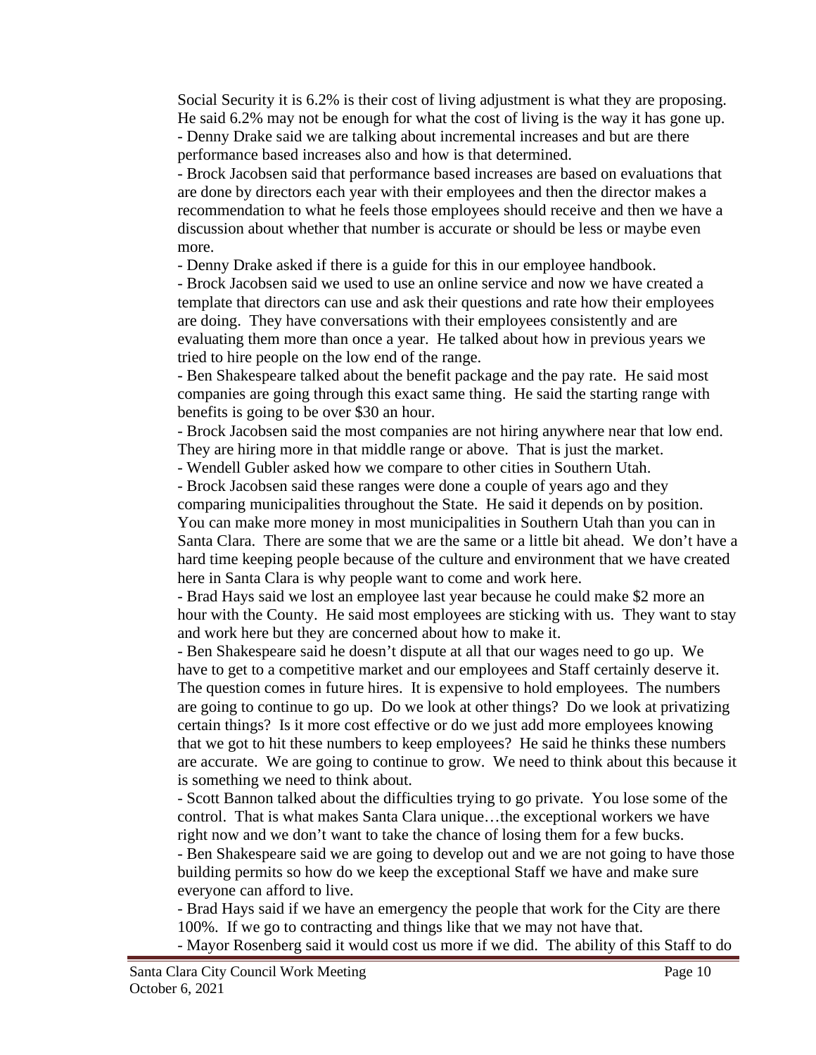Social Security it is 6.2% is their cost of living adjustment is what they are proposing. He said 6.2% may not be enough for what the cost of living is the way it has gone up.

- Denny Drake said we are talking about incremental increases and but are there performance based increases also and how is that determined.
- Brock Jacobsen said that performance based increases are based on evaluations that are done by directors each year with their employees and then the director makes a recommendation to what he feels those employees should receive and then we have a discussion about whether that number is accurate or should be less or maybe even more.
- Denny Drake asked if there is a guide for this in our employee handbook.
- Brock Jacobsen said we used to use an online service and now we have created a template that directors can use and ask their questions and rate how their employees are doing. They have conversations with their employees consistently and are evaluating them more than once a year. He talked about how in previous years we tried to hire people on the low end of the range.
- Ben Shakespeare talked about the benefit package and the pay rate. He said most companies are going through this exact same thing. He said the starting range with benefits is going to be over $30 an hour.
- Brock Jacobsen said the most companies are not hiring anywhere near that low end. They are hiring more in that middle range or above. That is just the market.
- Wendell Gubler asked how we compare to other cities in Southern Utah.
- Brock Jacobsen said these ranges were done a couple of years ago and they comparing municipalities throughout the State. He said it depends on by position. You can make more money in most municipalities in Southern Utah than you can in Santa Clara. There are some that we are the same or a little bit ahead. We don't have a hard time keeping people because of the culture and environment that we have created here in Santa Clara is why people want to come and work here.
- Brad Hays said we lost an employee last year because he could make $2 more an hour with the County. He said most employees are sticking with us. They want to stay and work here but they are concerned about how to make it.
- Ben Shakespeare said he doesn't dispute at all that our wages need to go up. We have to get to a competitive market and our employees and Staff certainly deserve it. The question comes in future hires. It is expensive to hold employees. The numbers are going to continue to go up. Do we look at other things? Do we look at privatizing certain things? Is it more cost effective or do we just add more employees knowing that we got to hit these numbers to keep employees? He said he thinks these numbers are accurate. We are going to continue to grow. We need to think about this because it is something we need to think about.
- Scott Bannon talked about the difficulties trying to go private. You lose some of the control. That is what makes Santa Clara unique…the exceptional workers we have right now and we don't want to take the chance of losing them for a few bucks.
- Ben Shakespeare said we are going to develop out and we are not going to have those building permits so how do we keep the exceptional Staff we have and make sure everyone can afford to live.
- Brad Hays said if we have an emergency the people that work for the City are there 100%. If we go to contracting and things like that we may not have that.
- Mayor Rosenberg said it would cost us more if we did. The ability of this Staff to do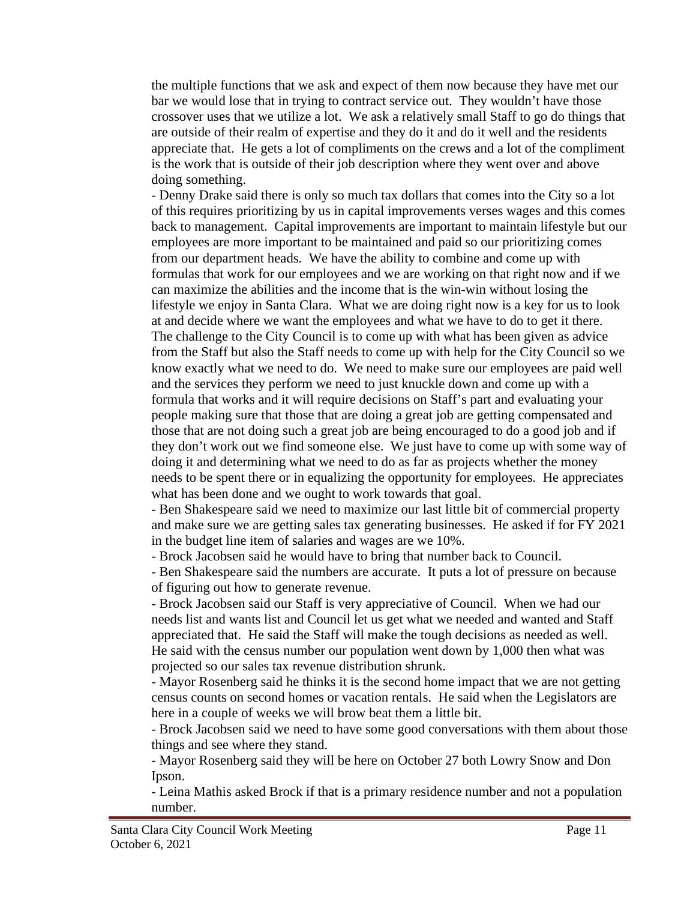the multiple functions that we ask and expect of them now because they have met our bar we would lose that in trying to contract service out. They wouldn't have those crossover uses that we utilize a lot. We ask a relatively small Staff to go do things that are outside of their realm of expertise and they do it and do it well and the residents appreciate that. He gets a lot of compliments on the crews and a lot of the compliment is the work that is outside of their job description where they went over and above doing something.

- Denny Drake said there is only so much tax dollars that comes into the City so a lot of this requires prioritizing by us in capital improvements verses wages and this comes back to management. Capital improvements are important to maintain lifestyle but our employees are more important to be maintained and paid so our prioritizing comes from our department heads. We have the ability to combine and come up with formulas that work for our employees and we are working on that right now and if we can maximize the abilities and the income that is the win-win without losing the lifestyle we enjoy in Santa Clara. What we are doing right now is a key for us to look at and decide where we want the employees and what we have to do to get it there. The challenge to the City Council is to come up with what has been given as advice from the Staff but also the Staff needs to come up with help for the City Council so we know exactly what we need to do. We need to make sure our employees are paid well and the services they perform we need to just knuckle down and come up with a formula that works and it will require decisions on Staff's part and evaluating your people making sure that those that are doing a great job are getting compensated and those that are not doing such a great job are being encouraged to do a good job and if they don't work out we find someone else. We just have to come up with some way of doing it and determining what we need to do as far as projects whether the money needs to be spent there or in equalizing the opportunity for employees. He appreciates what has been done and we ought to work towards that goal.
- Ben Shakespeare said we need to maximize our last little bit of commercial property and make sure we are getting sales tax generating businesses. He asked if for FY 2021 in the budget line item of salaries and wages are we 10%.
- Brock Jacobsen said he would have to bring that number back to Council.
- Ben Shakespeare said the numbers are accurate. It puts a lot of pressure on because of figuring out how to generate revenue.
- Brock Jacobsen said our Staff is very appreciative of Council. When we had our needs list and wants list and Council let us get what we needed and wanted and Staff appreciated that. He said the Staff will make the tough decisions as needed as well. He said with the census number our population went down by 1,000 then what was projected so our sales tax revenue distribution shrunk.
- Mayor Rosenberg said he thinks it is the second home impact that we are not getting census counts on second homes or vacation rentals. He said when the Legislators are here in a couple of weeks we will brow beat them a little bit.
- Brock Jacobsen said we need to have some good conversations with them about those things and see where they stand.
- Mayor Rosenberg said they will be here on October 27 both Lowry Snow and Don Ipson.
- Leina Mathis asked Brock if that is a primary residence number and not a population number.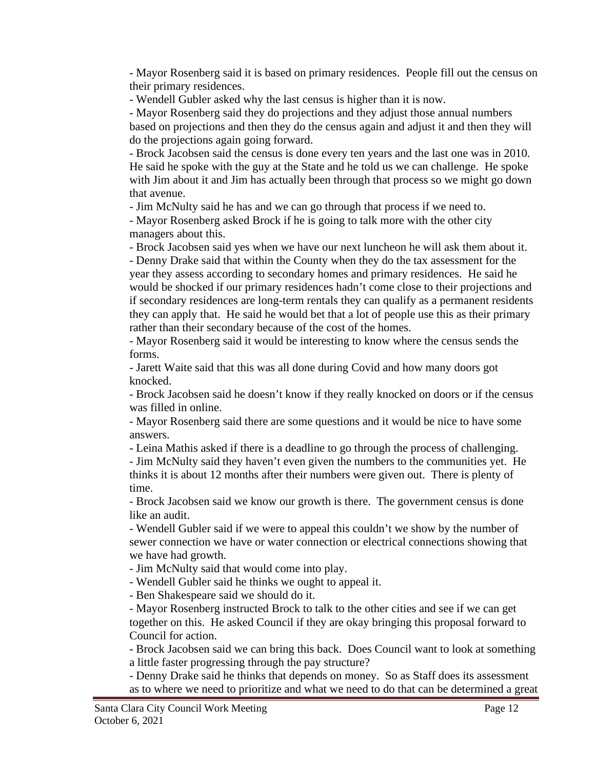- Mayor Rosenberg said it is based on primary residences. People fill out the census on their primary residences.

- Wendell Gubler asked why the last census is higher than it is now.

- Mayor Rosenberg said they do projections and they adjust those annual numbers based on projections and then they do the census again and adjust it and then they will do the projections again going forward.

- Brock Jacobsen said the census is done every ten years and the last one was in 2010. He said he spoke with the guy at the State and he told us we can challenge. He spoke with Jim about it and Jim has actually been through that process so we might go down that avenue.

- Jim McNulty said he has and we can go through that process if we need to.

- Mayor Rosenberg asked Brock if he is going to talk more with the other city managers about this.

- Brock Jacobsen said yes when we have our next luncheon he will ask them about it.

- Denny Drake said that within the County when they do the tax assessment for the year they assess according to secondary homes and primary residences. He said he would be shocked if our primary residences hadn't come close to their projections and if secondary residences are long-term rentals they can qualify as a permanent residents they can apply that. He said he would bet that a lot of people use this as their primary rather than their secondary because of the cost of the homes.

- Mayor Rosenberg said it would be interesting to know where the census sends the forms.

- Jarett Waite said that this was all done during Covid and how many doors got knocked.

- Brock Jacobsen said he doesn't know if they really knocked on doors or if the census was filled in online.

- Mayor Rosenberg said there are some questions and it would be nice to have some answers.

- Leina Mathis asked if there is a deadline to go through the process of challenging.

- Jim McNulty said they haven't even given the numbers to the communities yet. He thinks it is about 12 months after their numbers were given out. There is plenty of time.

- Brock Jacobsen said we know our growth is there. The government census is done like an audit.

- Wendell Gubler said if we were to appeal this couldn't we show by the number of sewer connection we have or water connection or electrical connections showing that we have had growth.

- Jim McNulty said that would come into play.

- Wendell Gubler said he thinks we ought to appeal it.

- Ben Shakespeare said we should do it.

- Mayor Rosenberg instructed Brock to talk to the other cities and see if we can get together on this. He asked Council if they are okay bringing this proposal forward to Council for action.

- Brock Jacobsen said we can bring this back. Does Council want to look at something a little faster progressing through the pay structure?

- Denny Drake said he thinks that depends on money. So as Staff does its assessment as to where we need to prioritize and what we need to do that can be determined a great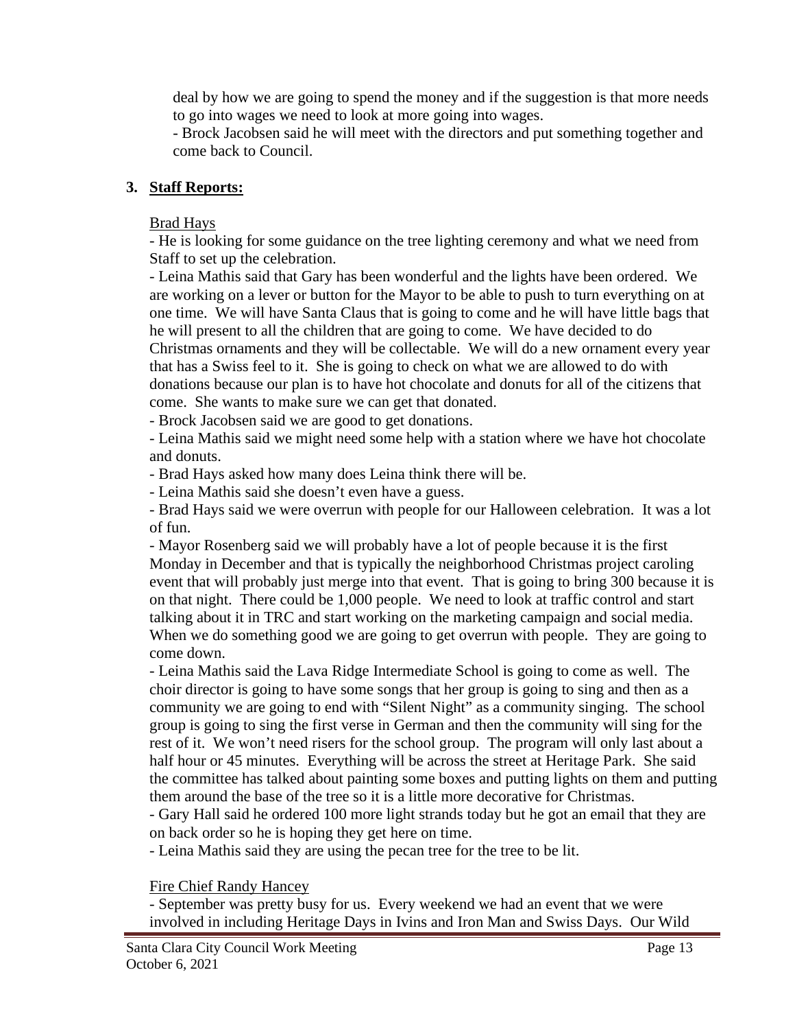deal by how we are going to spend the money and if the suggestion is that more needs to go into wages we need to look at more going into wages.

- Brock Jacobsen said he will meet with the directors and put something together and come back to Council.

## 3. Staff Reports:

Brad Hays

- He is looking for some guidance on the tree lighting ceremony and what we need from Staff to set up the celebration.
- Leina Mathis said that Gary has been wonderful and the lights have been ordered. We are working on a lever or button for the Mayor to be able to push to turn everything on at one time. We will have Santa Claus that is going to come and he will have little bags that he will present to all the children that are going to come. We have decided to do Christmas ornaments and they will be collectable. We will do a new ornament every year that has a Swiss feel to it. She is going to check on what we are allowed to do with donations because our plan is to have hot chocolate and donuts for all of the citizens that come. She wants to make sure we can get that donated.
- Brock Jacobsen said we are good to get donations.
- Leina Mathis said we might need some help with a station where we have hot chocolate and donuts.
- Brad Hays asked how many does Leina think there will be.
- Leina Mathis said she doesn't even have a guess.
- Brad Hays said we were overrun with people for our Halloween celebration. It was a lot of fun.
- Mayor Rosenberg said we will probably have a lot of people because it is the first Monday in December and that is typically the neighborhood Christmas project caroling event that will probably just merge into that event. That is going to bring 300 because it is on that night. There could be 1,000 people. We need to look at traffic control and start talking about it in TRC and start working on the marketing campaign and social media. When we do something good we are going to get overrun with people. They are going to come down.
- Leina Mathis said the Lava Ridge Intermediate School is going to come as well. The choir director is going to have some songs that her group is going to sing and then as a community we are going to end with "Silent Night" as a community singing. The school group is going to sing the first verse in German and then the community will sing for the rest of it. We won't need risers for the school group. The program will only last about a half hour or 45 minutes. Everything will be across the street at Heritage Park. She said the committee has talked about painting some boxes and putting lights on them and putting them around the base of the tree so it is a little more decorative for Christmas.
- Gary Hall said he ordered 100 more light strands today but he got an email that they are on back order so he is hoping they get here on time.
- Leina Mathis said they are using the pecan tree for the tree to be lit.

Fire Chief Randy Hancey

- September was pretty busy for us. Every weekend we had an event that we were involved in including Heritage Days in Ivins and Iron Man and Swiss Days. Our Wild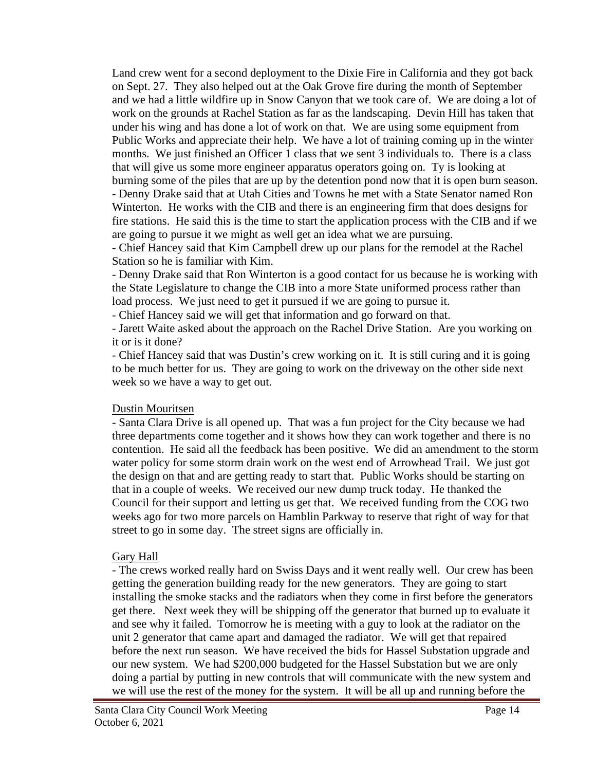Land crew went for a second deployment to the Dixie Fire in California and they got back on Sept. 27. They also helped out at the Oak Grove fire during the month of September and we had a little wildfire up in Snow Canyon that we took care of. We are doing a lot of work on the grounds at Rachel Station as far as the landscaping. Devin Hill has taken that under his wing and has done a lot of work on that. We are using some equipment from Public Works and appreciate their help. We have a lot of training coming up in the winter months. We just finished an Officer 1 class that we sent 3 individuals to. There is a class that will give us some more engineer apparatus operators going on. Ty is looking at burning some of the piles that are up by the detention pond now that it is open burn season.

- Denny Drake said that at Utah Cities and Towns he met with a State Senator named Ron Winterton. He works with the CIB and there is an engineering firm that does designs for fire stations. He said this is the time to start the application process with the CIB and if we are going to pursue it we might as well get an idea what we are pursuing.
- Chief Hancey said that Kim Campbell drew up our plans for the remodel at the Rachel Station so he is familiar with Kim.
- Denny Drake said that Ron Winterton is a good contact for us because he is working with the State Legislature to change the CIB into a more State uniformed process rather than load process. We just need to get it pursued if we are going to pursue it.
- Chief Hancey said we will get that information and go forward on that.
- Jarett Waite asked about the approach on the Rachel Drive Station. Are you working on it or is it done?
- Chief Hancey said that was Dustin's crew working on it. It is still curing and it is going to be much better for us. They are going to work on the driveway on the other side next week so we have a way to get out.

<u>Dustin Mouritsen</u>

- Santa Clara Drive is all opened up. That was a fun project for the City because we had three departments come together and it shows how they can work together and there is no contention. He said all the feedback has been positive. We did an amendment to the storm water policy for some storm drain work on the west end of Arrowhead Trail. We just got the design on that and are getting ready to start that. Public Works should be starting on that in a couple of weeks. We received our new dump truck today. He thanked the Council for their support and letting us get that. We received funding from the COG two weeks ago for two more parcels on Hamblin Parkway to reserve that right of way for that street to go in some day. The street signs are officially in.

<u>Gary Hall</u>

- The crews worked really hard on Swiss Days and it went really well. Our crew has been getting the generation building ready for the new generators. They are going to start installing the smoke stacks and the radiators when they come in first before the generators get there. Next week they will be shipping off the generator that burned up to evaluate it and see why it failed. Tomorrow he is meeting with a guy to look at the radiator on the unit 2 generator that came apart and damaged the radiator. We will get that repaired before the next run season. We have received the bids for Hassel Substation upgrade and our new system. We had $200,000 budgeted for the Hassel Substation but we are only doing a partial by putting in new controls that will communicate with the new system and we will use the rest of the money for the system. It will be all up and running before the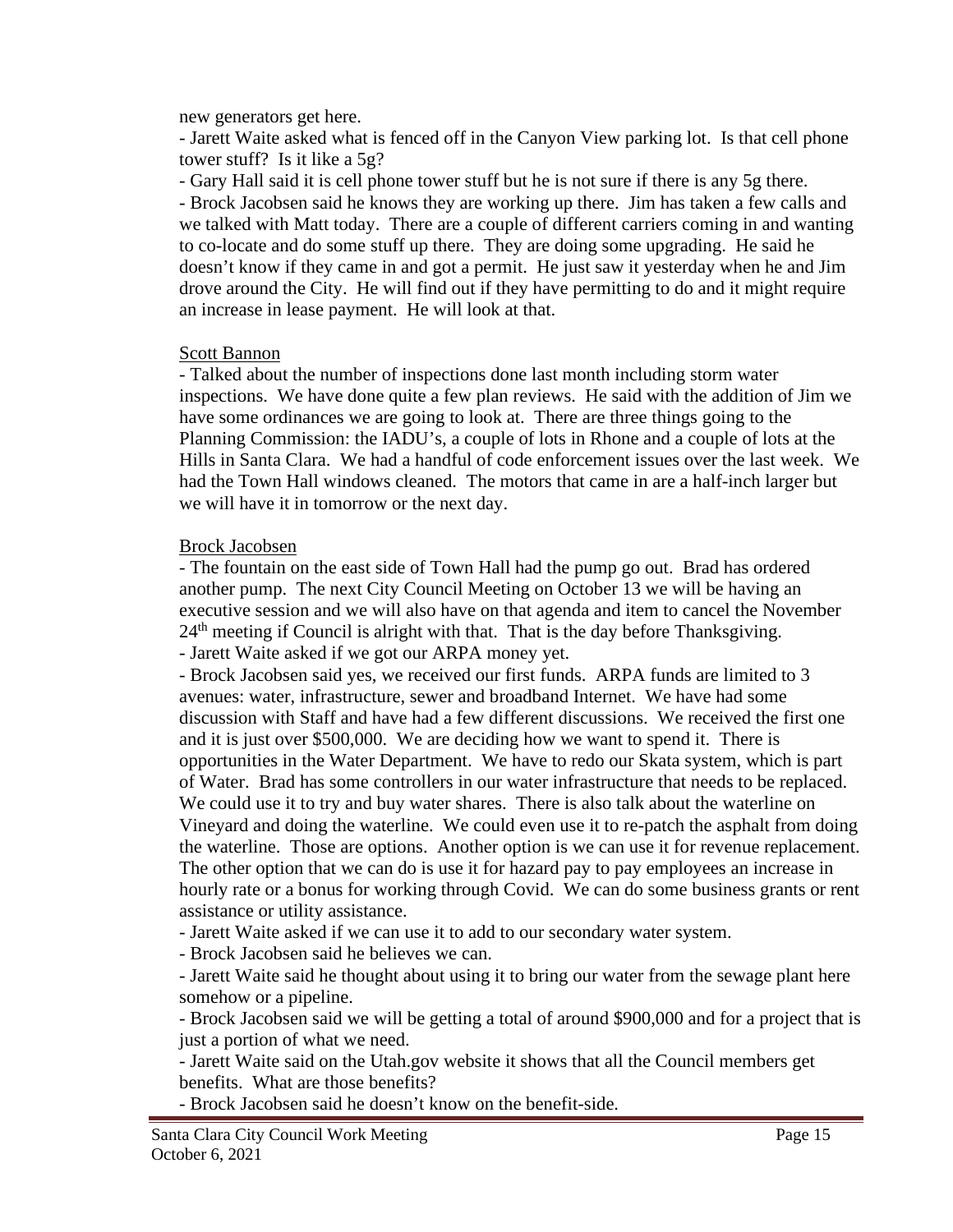new generators get here.

- Jarett Waite asked what is fenced off in the Canyon View parking lot. Is that cell phone tower stuff? Is it like a 5g?
- Gary Hall said it is cell phone tower stuff but he is not sure if there is any 5g there.
- Brock Jacobsen said he knows they are working up there. Jim has taken a few calls and we talked with Matt today. There are a couple of different carriers coming in and wanting to co-locate and do some stuff up there. They are doing some upgrading. He said he doesn't know if they came in and got a permit. He just saw it yesterday when he and Jim drove around the City. He will find out if they have permitting to do and it might require an increase in lease payment. He will look at that.

Scott Bannon

- Talked about the number of inspections done last month including storm water inspections. We have done quite a few plan reviews. He said with the addition of Jim we have some ordinances we are going to look at. There are three things going to the Planning Commission: the IADU's, a couple of lots in Rhone and a couple of lots at the Hills in Santa Clara. We had a handful of code enforcement issues over the last week. We had the Town Hall windows cleaned. The motors that came in are a half-inch larger but we will have it in tomorrow or the next day.

Brock Jacobsen

- The fountain on the east side of Town Hall had the pump go out. Brad has ordered another pump. The next City Council Meeting on October 13 we will be having an executive session and we will also have on that agenda and item to cancel the November 24th meeting if Council is alright with that. That is the day before Thanksgiving.
- Jarett Waite asked if we got our ARPA money yet.
- Brock Jacobsen said yes, we received our first funds. ARPA funds are limited to 3 avenues: water, infrastructure, sewer and broadband Internet. We have had some discussion with Staff and have had a few different discussions. We received the first one and it is just over $500,000. We are deciding how we want to spend it. There is opportunities in the Water Department. We have to redo our Skata system, which is part of Water. Brad has some controllers in our water infrastructure that needs to be replaced. We could use it to try and buy water shares. There is also talk about the waterline on Vineyard and doing the waterline. We could even use it to re-patch the asphalt from doing the waterline. Those are options. Another option is we can use it for revenue replacement. The other option that we can do is use it for hazard pay to pay employees an increase in hourly rate or a bonus for working through Covid. We can do some business grants or rent assistance or utility assistance.
- Jarett Waite asked if we can use it to add to our secondary water system.
- Brock Jacobsen said he believes we can.
- Jarett Waite said he thought about using it to bring our water from the sewage plant here somehow or a pipeline.
- Brock Jacobsen said we will be getting a total of around $900,000 and for a project that is just a portion of what we need.
- Jarett Waite said on the Utah.gov website it shows that all the Council members get benefits. What are those benefits?
- Brock Jacobsen said he doesn't know on the benefit-side.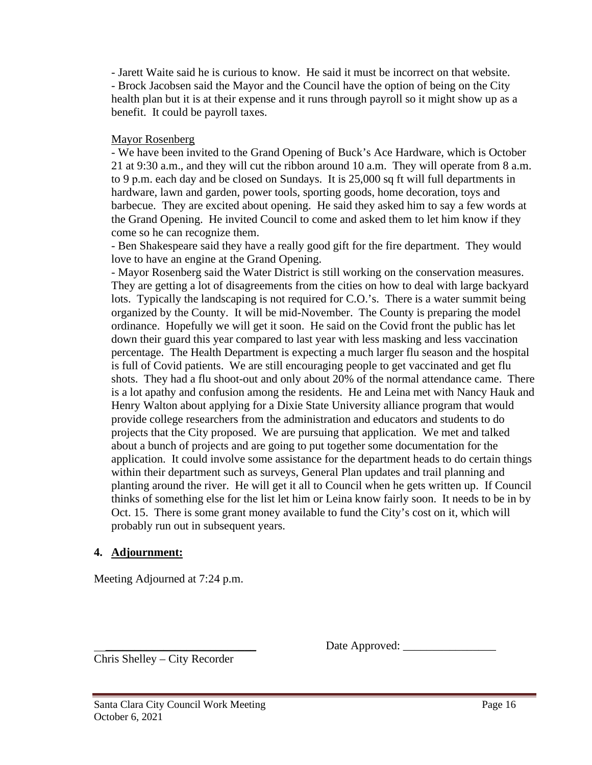- Jarett Waite said he is curious to know. He said it must be incorrect on that website.
- Brock Jacobsen said the Mayor and the Council have the option of being on the City health plan but it is at their expense and it runs through payroll so it might show up as a benefit. It could be payroll taxes.

Mayor Rosenberg

- We have been invited to the Grand Opening of Buck's Ace Hardware, which is October 21 at 9:30 a.m., and they will cut the ribbon around 10 a.m. They will operate from 8 a.m. to 9 p.m. each day and be closed on Sundays. It is 25,000 sq ft will full departments in hardware, lawn and garden, power tools, sporting goods, home decoration, toys and barbecue. They are excited about opening. He said they asked him to say a few words at the Grand Opening. He invited Council to come and asked them to let him know if they come so he can recognize them.
- Ben Shakespeare said they have a really good gift for the fire department. They would love to have an engine at the Grand Opening.
- Mayor Rosenberg said the Water District is still working on the conservation measures. They are getting a lot of disagreements from the cities on how to deal with large backyard lots. Typically the landscaping is not required for C.O.'s. There is a water summit being organized by the County. It will be mid-November. The County is preparing the model ordinance. Hopefully we will get it soon. He said on the Covid front the public has let down their guard this year compared to last year with less masking and less vaccination percentage. The Health Department is expecting a much larger flu season and the hospital is full of Covid patients. We are still encouraging people to get vaccinated and get flu shots. They had a flu shoot-out and only about 20% of the normal attendance came. There is a lot apathy and confusion among the residents. He and Leina met with Nancy Hauk and Henry Walton about applying for a Dixie State University alliance program that would provide college researchers from the administration and educators and students to do projects that the City proposed. We are pursuing that application. We met and talked about a bunch of projects and are going to put together some documentation for the application. It could involve some assistance for the department heads to do certain things within their department such as surveys, General Plan updates and trail planning and planting around the river. He will get it all to Council when he gets written up. If Council thinks of something else for the list let him or Leina know fairly soon. It needs to be in by Oct. 15. There is some grant money available to fund the City's cost on it, which will probably run out in subsequent years.

## 4. Adjournment:

Meeting Adjourned at 7:24 p.m.

\_\_\_\_\_\_\_\_\_\_\_\_\_\_\_\_\_\_\_\_\_\_\_\_\_\_\_ Date Approved: \_\_\_\_\_\_\_\_\_\_\_\_\_\_\_\_

Chris Shelley – City Recorder